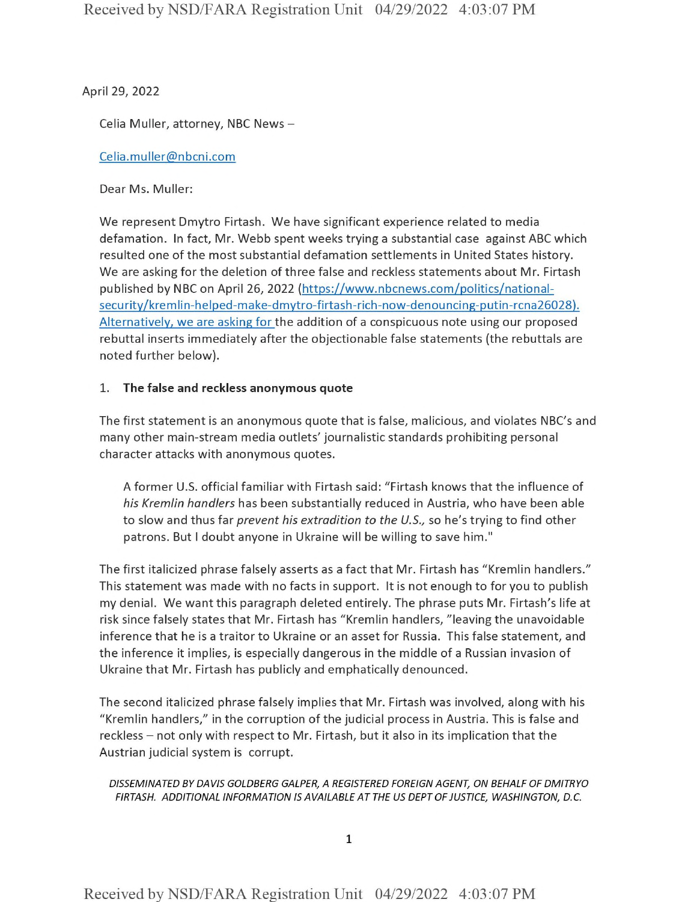April 29, 2022

Celia Muller, attorney, NBC News –

Celia.muller@nbcni.com

Dear Ms. Muller:

We represent Dmytro Firtash. We have significant experience related to media defamation. In fact, Mr. Webb spent weeks trying a substantial case against ABC which resulted one of the most substantial defamation settlements in United States history. We are asking for the deletion of three false and reckless statements about Mr. Firtash published by NBC on April 26, 2022 (https://www.nbcnews.com/politics/national-security/kremlin-helped-make-dmytro-firtash-rich-now-denouncing-putin-rcna26028). Alternatively, we are asking for the addition of a conspicuous note using our proposed rebuttal inserts immediately after the objectionable false statements (the rebuttals are noted further below).

1. **The false and reckless anonymous quote**

The first statement is an anonymous quote that is false, malicious, and violates NBC's and many other main-stream media outlets' journalistic standards prohibiting personal character attacks with anonymous quotes.

> A former U.S. official familiar with Firtash said: "Firtash knows that the influence of *his Kremlin handlers* has been substantially reduced in Austria, who have been able to slow and thus far *prevent his extradition to the U.S.,* so he's trying to find other patrons. But I doubt anyone in Ukraine will be willing to save him."

The first italicized phrase falsely asserts as a fact that Mr. Firtash has "Kremlin handlers." This statement was made with no facts in support. It is not enough to for you to publish my denial. We want this paragraph deleted entirely. The phrase puts Mr. Firtash's life at risk since falsely states that Mr. Firtash has "Kremlin handlers, "leaving the unavoidable inference that he is a traitor to Ukraine or an asset for Russia. This false statement, and the inference it implies, is especially dangerous in the middle of a Russian invasion of Ukraine that Mr. Firtash has publicly and emphatically denounced.

The second italicized phrase falsely implies that Mr. Firtash was involved, along with his "Kremlin handlers," in the corruption of the judicial process in Austria. This is false and reckless – not only with respect to Mr. Firtash, but it also in its implication that the Austrian judicial system is corrupt.

*DISSEMINATED BY DAVIS GOLDBERG GALPER, A REGISTERED FOREIGN AGENT, ON BEHALF OF DMITRYO FIRTASH. ADDITIONAL INFORMATION IS AVAILABLE AT THE US DEPT OF JUSTICE, WASHINGTON, D.C.*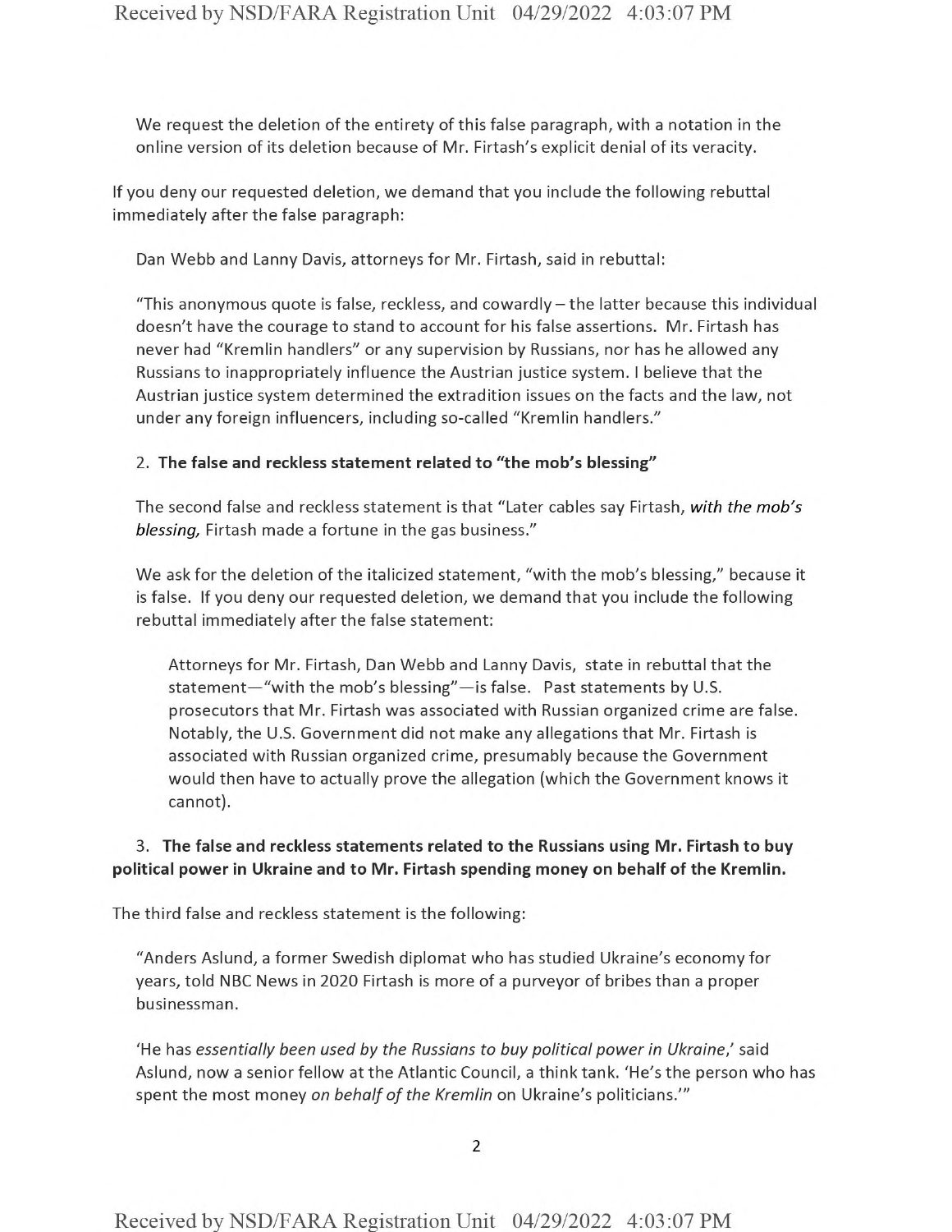We request the deletion of the entirety of this false paragraph, with a notation in the online version of its deletion because of Mr. Firtash's explicit denial of its veracity.

If you deny our requested deletion, we demand that you include the following rebuttal immediately after the false paragraph:

Dan Webb and Lanny Davis, attorneys for Mr. Firtash, said in rebuttal:

"This anonymous quote is false, reckless, and cowardly – the latter because this individual doesn't have the courage to stand to account for his false assertions. Mr. Firtash has never had "Kremlin handlers" or any supervision by Russians, nor has he allowed any Russians to inappropriately influence the Austrian justice system. I believe that the Austrian justice system determined the extradition issues on the facts and the law, not under any foreign influencers, including so-called "Kremlin handlers."

2. **The false and reckless statement related to "the mob's blessing"**

The second false and reckless statement is that "Later cables say Firtash, *with the mob's blessing,* Firtash made a fortune in the gas business."

We ask for the deletion of the italicized statement, "with the mob's blessing," because it is false. If you deny our requested deletion, we demand that you include the following rebuttal immediately after the false statement:

> Attorneys for Mr. Firtash, Dan Webb and Lanny Davis, state in rebuttal that the statement—"with the mob's blessing"—is false. Past statements by U.S. prosecutors that Mr. Firtash was associated with Russian organized crime are false. Notably, the U.S. Government did not make any allegations that Mr. Firtash is associated with Russian organized crime, presumably because the Government would then have to actually prove the allegation (which the Government knows it cannot).

3. **The false and reckless statements related to the Russians using Mr. Firtash to buy political power in Ukraine and to Mr. Firtash spending money on behalf of the Kremlin.**

The third false and reckless statement is the following:

"Anders Aslund, a former Swedish diplomat who has studied Ukraine's economy for years, told NBC News in 2020 Firtash is more of a purveyor of bribes than a proper businessman.

'He has *essentially been used by the Russians to buy political power in Ukraine*,' said Aslund, now a senior fellow at the Atlantic Council, a think tank. 'He's the person who has spent the most money *on behalf of the Kremlin* on Ukraine's politicians.'"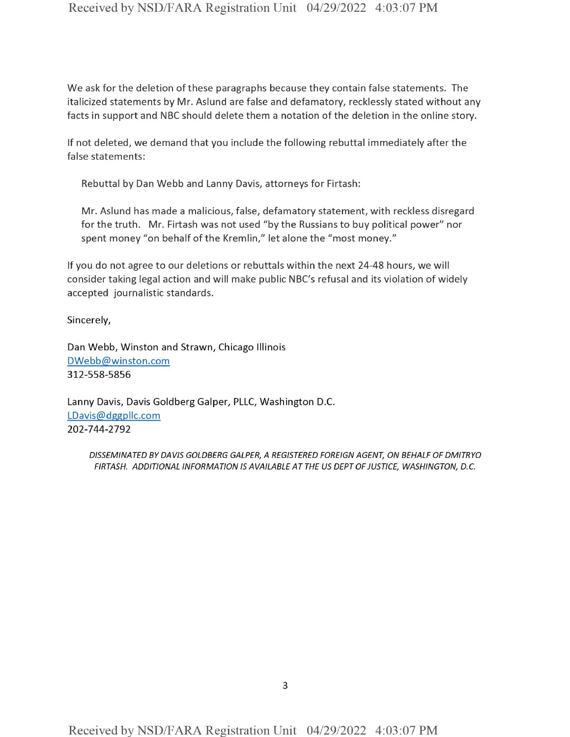We ask for the deletion of these paragraphs because they contain false statements. The italicized statements by Mr. Aslund are false and defamatory, recklessly stated without any facts in support and NBC should delete them a notation of the deletion in the online story.

If not deleted, we demand that you include the following rebuttal immediately after the false statements:

> Rebuttal by Dan Webb and Lanny Davis, attorneys for Firtash:
>
> Mr. Aslund has made a malicious, false, defamatory statement, with reckless disregard for the truth. Mr. Firtash was not used "by the Russians to buy political power" nor spent money "on behalf of the Kremlin," let alone the "most money."

If you do not agree to our deletions or rebuttals within the next 24-48 hours, we will consider taking legal action and will make public NBC's refusal and its violation of widely accepted journalistic standards.

Sincerely,

Dan Webb, Winston and Strawn, Chicago Illinois
DWebb@winston.com
312-558-5856

Lanny Davis, Davis Goldberg Galper, PLLC, Washington D.C.
LDavis@dggpllc.com
202-744-2792

*DISSEMINATED BY DAVIS GOLDBERG GALPER, A REGISTERED FOREIGN AGENT, ON BEHALF OF DMITRYO FIRTASH. ADDITIONAL INFORMATION IS AVAILABLE AT THE US DEPT OF JUSTICE, WASHINGTON, D.C.*